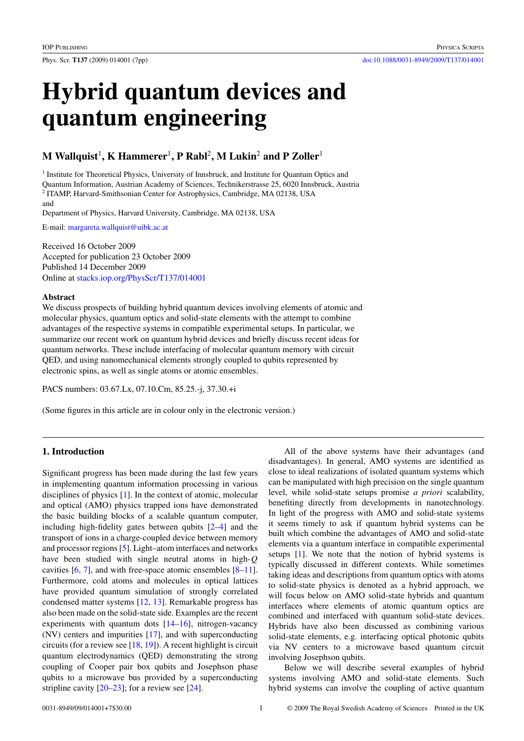# Hybrid quantum devices and quantum engineering

**M Wallquist[1], K Hammerer[1], P Rabl[2], M Lukin[2] and P Zoller[1]**

[1] Institute for Theoretical Physics, University of Innsbruck, and Institute for Quantum Optics and Quantum Information, Austrian Academy of Sciences, Technikerstrasse 25, 6020 Innsbruck, Austria
[2] ITAMP, Harvard-Smithsonian Center for Astrophysics, Cambridge, MA 02138, USA
and
Department of Physics, Harvard University, Cambridge, MA 02138, USA

E-mail: margareta.wallquist@uibk.ac.at

Received 16 October 2009
Accepted for publication 23 October 2009
Published 14 December 2009
Online at stacks.iop.org/PhysScr/T137/014001

### Abstract

We discuss prospects of building hybrid quantum devices involving elements of atomic and molecular physics, quantum optics and solid-state elements with the attempt to combine advantages of the respective systems in compatible experimental setups. In particular, we summarize our recent work on quantum hybrid devices and briefly discuss recent ideas for quantum networks. These include interfacing of molecular quantum memory with circuit QED, and using nanomechanical elements strongly coupled to qubits represented by electronic spins, as well as single atoms or atomic ensembles.

PACS numbers: 03.67.Lx, 07.10.Cm, 85.25.-j, 37.30.+i

(Some figures in this article are in colour only in the electronic version.)

## 1. Introduction

Significant progress has been made during the last few years in implementing quantum information processing in various disciplines of physics [1]. In the context of atomic, molecular and optical (AMO) physics trapped ions have demonstrated the basic building blocks of a scalable quantum computer, including high-fidelity gates between qubits [2–4] and the transport of ions in a charge-coupled device between memory and processor regions [5]. Light–atom interfaces and networks have been studied with single neutral atoms in high-$Q$ cavities [6, 7], and with free-space atomic ensembles [8–11]. Furthermore, cold atoms and molecules in optical lattices have provided quantum simulation of strongly correlated condensed matter systems [12, 13]. Remarkable progress has also been made on the solid-state side. Examples are the recent experiments with quantum dots [14–16], nitrogen-vacancy (NV) centers and impurities [17], and with superconducting circuits (for a review see [18, 19]). A recent highlight is circuit quantum electrodynamics (QED) demonstrating the strong coupling of Cooper pair box qubits and Josephson phase qubits to a microwave bus provided by a superconducting stripline cavity [20–23]; for a review see [24].

All of the above systems have their advantages (and disadvantages). In general, AMO systems are identified as close to ideal realizations of isolated quantum systems which can be manipulated with high precision on the single quantum level, while solid-state setups promise *a priori* scalability, benefiting directly from developments in nanotechnology. In light of the progress with AMO and solid-state systems it seems timely to ask if quantum hybrid systems can be built which combine the advantages of AMO and solid-state elements via a quantum interface in compatible experimental setups [1]. We note that the notion of hybrid systems is typically discussed in different contexts. While sometimes taking ideas and descriptions from quantum optics with atoms to solid-state physics is denoted as a hybrid approach, we will focus below on AMO solid-state hybrids and quantum interfaces where elements of atomic quantum optics are combined and interfaced with quantum solid-state devices. Hybrids have also been discussed as combining various solid-state elements, e.g. interfacing photonic qubits via NV centers to a microwave based quantum circuit involving Josephson qubits.

Below we will describe several examples of hybrid systems involving AMO and solid-state elements. Such hybrid systems can involve the coupling of active quantum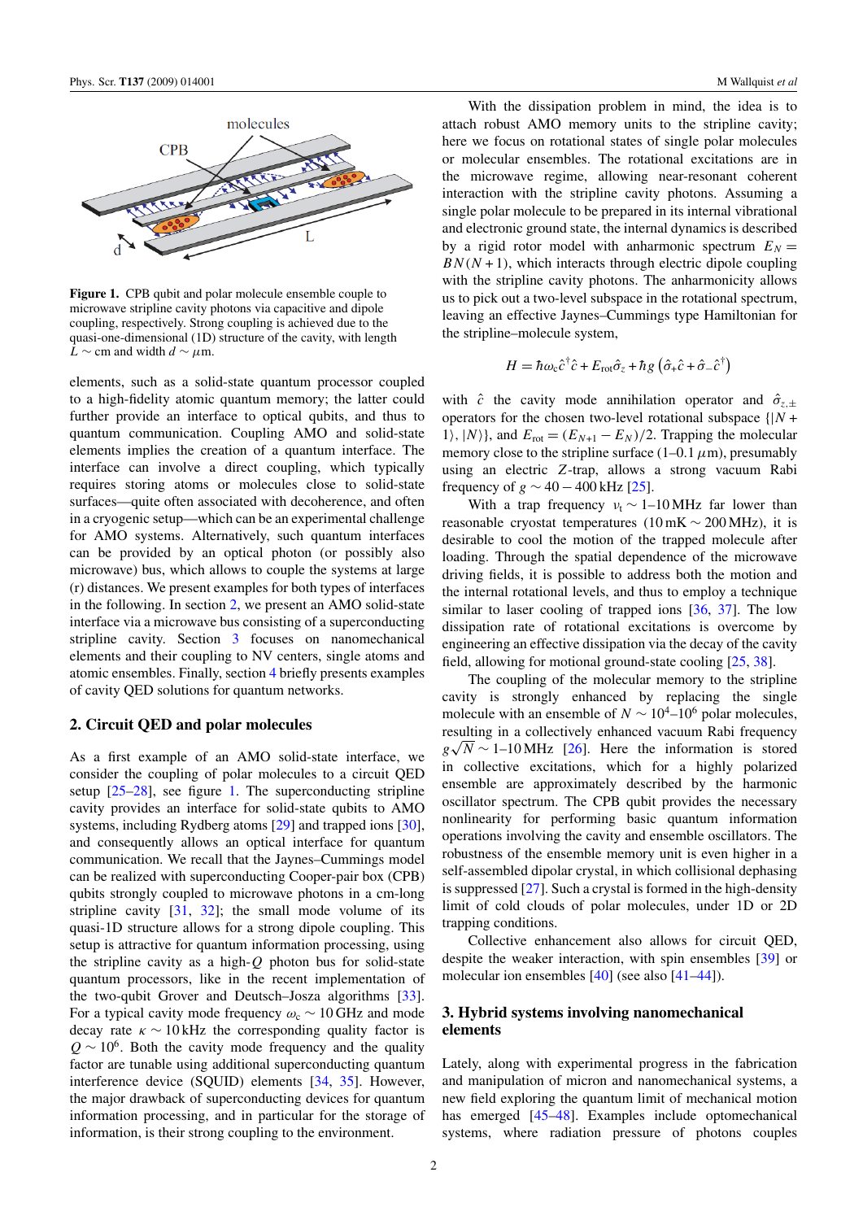**Figure 1.** CPB qubit and polar molecule ensemble couple to microwave stripline cavity photons via capacitive and dipole coupling, respectively. Strong coupling is achieved due to the quasi-one-dimensional (1D) structure of the cavity, with length $L \sim$ cm and width $d \sim \mu$m.

elements, such as a solid-state quantum processor coupled to a high-fidelity atomic quantum memory; the latter could further provide an interface to optical qubits, and thus to quantum communication. Coupling AMO and solid-state elements implies the creation of a quantum interface. The interface can involve a direct coupling, which typically requires storing atoms or molecules close to solid-state surfaces—quite often associated with decoherence, and often in a cryogenic setup—which can be an experimental challenge for AMO systems. Alternatively, such quantum interfaces can be provided by an optical photon (or possibly also microwave) bus, which allows to couple the systems at large (r) distances. We present examples for both types of interfaces in the following. In section 2, we present an AMO solid-state interface via a microwave bus consisting of a superconducting stripline cavity. Section 3 focuses on nanomechanical elements and their coupling to NV centers, single atoms and atomic ensembles. Finally, section 4 briefly presents examples of cavity QED solutions for quantum networks.

## 2. Circuit QED and polar molecules

As a first example of an AMO solid-state interface, we consider the coupling of polar molecules to a circuit QED setup [25–28], see figure 1. The superconducting stripline cavity provides an interface for solid-state qubits to AMO systems, including Rydberg atoms [29] and trapped ions [30], and consequently allows an optical interface for quantum communication. We recall that the Jaynes–Cummings model can be realized with superconducting Cooper-pair box (CPB) qubits strongly coupled to microwave photons in a cm-long stripline cavity [31, 32]; the small mode volume of its quasi-1D structure allows for a strong dipole coupling. This setup is attractive for quantum information processing, using the stripline cavity as a high-$Q$ photon bus for solid-state quantum processors, like in the recent implementation of the two-qubit Grover and Deutsch–Josza algorithms [33]. For a typical cavity mode frequency $\omega_c \sim 10$ GHz and mode decay rate $\kappa \sim 10$ kHz the corresponding quality factor is $Q \sim 10^6$. Both the cavity mode frequency and the quality factor are tunable using additional superconducting quantum interference device (SQUID) elements [34, 35]. However, the major drawback of superconducting devices for quantum information processing, and in particular for the storage of information, is their strong coupling to the environment.

With the dissipation problem in mind, the idea is to attach robust AMO memory units to the stripline cavity; here we focus on rotational states of single polar molecules or molecular ensembles. The rotational excitations are in the microwave regime, allowing near-resonant coherent interaction with the stripline cavity photons. Assuming a single polar molecule to be prepared in its internal vibrational and electronic ground state, the internal dynamics is described by a rigid rotor model with anharmonic spectrum $E_N = BN(N+1)$, which interacts through electric dipole coupling with the stripline cavity photons. The anharmonicity allows us to pick out a two-level subspace in the rotational spectrum, leaving an effective Jaynes–Cummings type Hamiltonian for the stripline–molecule system,

$$H = \hbar\omega_c \hat{c}^\dagger \hat{c} + E_{\rm rot}\hat{\sigma}_z + \hbar g \left(\hat{\sigma}_+ \hat{c} + \hat{\sigma}_- \hat{c}^\dagger\right)$$

with $\hat{c}$ the cavity mode annihilation operator and $\hat{\sigma}_{z,\pm}$ operators for the chosen two-level rotational subspace $\{|N+1\rangle, |N\rangle\}$, and $E_{\rm rot} = (E_{N+1} - E_N)/2$. Trapping the molecular memory close to the stripline surface (1–0.1 $\mu$m), presumably using an electric $Z$-trap, allows a strong vacuum Rabi frequency of $g \sim 40-400$ kHz [25].

With a trap frequency $\nu_t \sim 1$–10 MHz far lower than reasonable cryostat temperatures (10 mK $\sim$ 200 MHz), it is desirable to cool the motion of the trapped molecule after loading. Through the spatial dependence of the microwave driving fields, it is possible to address both the motion and the internal rotational levels, and thus to employ a technique similar to laser cooling of trapped ions [36, 37]. The low dissipation rate of rotational excitations is overcome by engineering an effective dissipation via the decay of the cavity field, allowing for motional ground-state cooling [25, 38].

The coupling of the molecular memory to the stripline cavity is strongly enhanced by replacing the single molecule with an ensemble of $N \sim 10^4$–$10^6$ polar molecules, resulting in a collectively enhanced vacuum Rabi frequency $g\sqrt{N} \sim 1$–10 MHz [26]. Here the information is stored in collective excitations, which for a highly polarized ensemble are approximately described by the harmonic oscillator spectrum. The CPB qubit provides the necessary nonlinearity for performing basic quantum information operations involving the cavity and ensemble oscillators. The robustness of the ensemble memory unit is even higher in a self-assembled dipolar crystal, in which collisional dephasing is suppressed [27]. Such a crystal is formed in the high-density limit of cold clouds of polar molecules, under 1D or 2D trapping conditions.

Collective enhancement also allows for circuit QED, despite the weaker interaction, with spin ensembles [39] or molecular ion ensembles [40] (see also [41–44]).

## 3. Hybrid systems involving nanomechanical elements

Lately, along with experimental progress in the fabrication and manipulation of micron and nanomechanical systems, a new field exploring the quantum limit of mechanical motion has emerged [45–48]. Examples include optomechanical systems, where radiation pressure of photons couples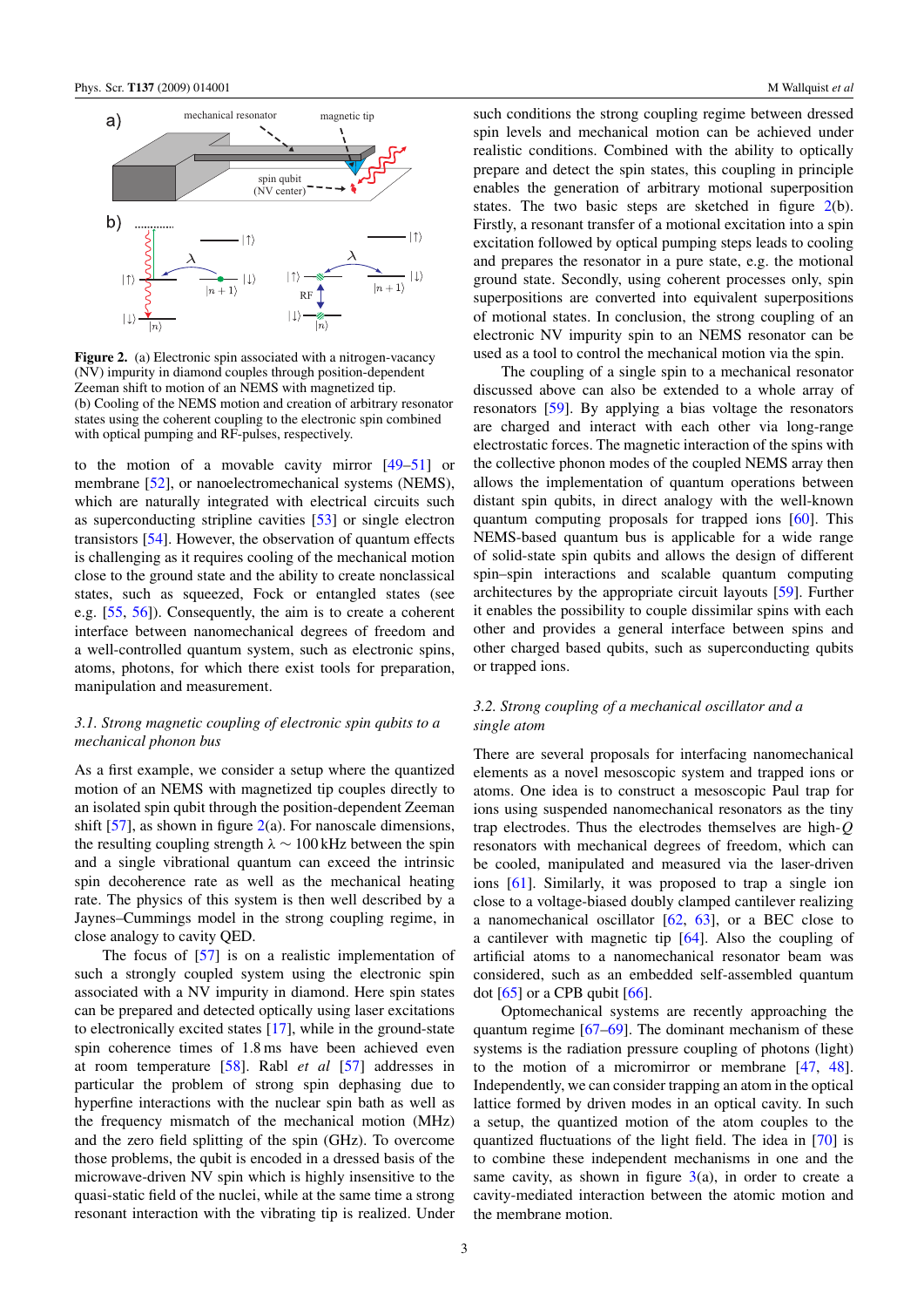a)

mechanical resonator

magnetic tip

spin qubit
(NV center)

b)

$|\uparrow\rangle$

$|\downarrow\rangle$

$\lambda$

$|n\rangle$

$|n+1\rangle$

$|\uparrow\rangle$

$|\downarrow\rangle$

$|\uparrow\rangle$

$|\downarrow\rangle$

RF

$\lambda$

$|n\rangle$

$|n+1\rangle$

$|\uparrow\rangle$

$|\downarrow\rangle$

**Figure 2.** (a) Electronic spin associated with a nitrogen-vacancy (NV) impurity in diamond couples through position-dependent Zeeman shift to motion of an NEMS with magnetized tip.
(b) Cooling of the NEMS motion and creation of arbitrary resonator states using the coherent coupling to the electronic spin combined with optical pumping and RF-pulses, respectively.

to the motion of a movable cavity mirror [49–51] or membrane [52], or nanoelectromechanical systems (NEMS), which are naturally integrated with electrical circuits such as superconducting stripline cavities [53] or single electron transistors [54]. However, the observation of quantum effects is challenging as it requires cooling of the mechanical motion close to the ground state and the ability to create nonclassical states, such as squeezed, Fock or entangled states (see e.g. [55, 56]). Consequently, the aim is to create a coherent interface between nanomechanical degrees of freedom and a well-controlled quantum system, such as electronic spins, atoms, photons, for which there exist tools for preparation, manipulation and measurement.

### *3.1. Strong magnetic coupling of electronic spin qubits to a mechanical phonon bus*

As a first example, we consider a setup where the quantized motion of an NEMS with magnetized tip couples directly to an isolated spin qubit through the position-dependent Zeeman shift [57], as shown in figure 2(a). For nanoscale dimensions, the resulting coupling strength $\lambda \sim 100$ kHz between the spin and a single vibrational quantum can exceed the intrinsic spin decoherence rate as well as the mechanical heating rate. The physics of this system is then well described by a Jaynes–Cummings model in the strong coupling regime, in close analogy to cavity QED.

The focus of [57] is on a realistic implementation of such a strongly coupled system using the electronic spin associated with a NV impurity in diamond. Here spin states can be prepared and detected optically using laser excitations to electronically excited states [17], while in the ground-state spin coherence times of 1.8 ms have been achieved even at room temperature [58]. Rabl *et al* [57] addresses in particular the problem of strong spin dephasing due to hyperfine interactions with the nuclear spin bath as well as the frequency mismatch of the mechanical motion (MHz) and the zero field splitting of the spin (GHz). To overcome those problems, the qubit is encoded in a dressed basis of the microwave-driven NV spin which is highly insensitive to the quasi-static field of the nuclei, while at the same time a strong resonant interaction with the vibrating tip is realized. Under such conditions the strong coupling regime between dressed spin levels and mechanical motion can be achieved under realistic conditions. Combined with the ability to optically prepare and detect the spin states, this coupling in principle enables the generation of arbitrary motional superposition states. The two basic steps are sketched in figure 2(b). Firstly, a resonant transfer of a motional excitation into a spin excitation followed by optical pumping steps leads to cooling and prepares the resonator in a pure state, e.g. the motional ground state. Secondly, using coherent processes only, spin superpositions are converted into equivalent superpositions of motional states. In conclusion, the strong coupling of an electronic NV impurity spin to an NEMS resonator can be used as a tool to control the mechanical motion via the spin.

The coupling of a single spin to a mechanical resonator discussed above can also be extended to a whole array of resonators [59]. By applying a bias voltage the resonators are charged and interact with each other via long-range electrostatic forces. The magnetic interaction of the spins with the collective phonon modes of the coupled NEMS array then allows the implementation of quantum operations between distant spin qubits, in direct analogy with the well-known quantum computing proposals for trapped ions [60]. This NEMS-based quantum bus is applicable for a wide range of solid-state spin qubits and allows the design of different spin–spin interactions and scalable quantum computing architectures by the appropriate circuit layouts [59]. Further it enables the possibility to couple dissimilar spins with each other and provides a general interface between spins and other charged based qubits, such as superconducting qubits or trapped ions.

### *3.2. Strong coupling of a mechanical oscillator and a single atom*

There are several proposals for interfacing nanomechanical elements as a novel mesoscopic system and trapped ions or atoms. One idea is to construct a mesoscopic Paul trap for ions using suspended nanomechanical resonators as the tiny trap electrodes. Thus the electrodes themselves are high-$Q$ resonators with mechanical degrees of freedom, which can be cooled, manipulated and measured via the laser-driven ions [61]. Similarly, it was proposed to trap a single ion close to a voltage-biased doubly clamped cantilever realizing a nanomechanical oscillator [62, 63], or a BEC close to a cantilever with magnetic tip [64]. Also the coupling of artificial atoms to a nanomechanical resonator beam was considered, such as an embedded self-assembled quantum dot [65] or a CPB qubit [66].

Optomechanical systems are recently approaching the quantum regime [67–69]. The dominant mechanism of these systems is the radiation pressure coupling of photons (light) to the motion of a micromirror or membrane [47, 48]. Independently, we can consider trapping an atom in the optical lattice formed by driven modes in an optical cavity. In such a setup, the quantized motion of the atom couples to the quantized fluctuations of the light field. The idea in [70] is to combine these independent mechanisms in one and the same cavity, as shown in figure 3(a), in order to create a cavity-mediated interaction between the atomic motion and the membrane motion.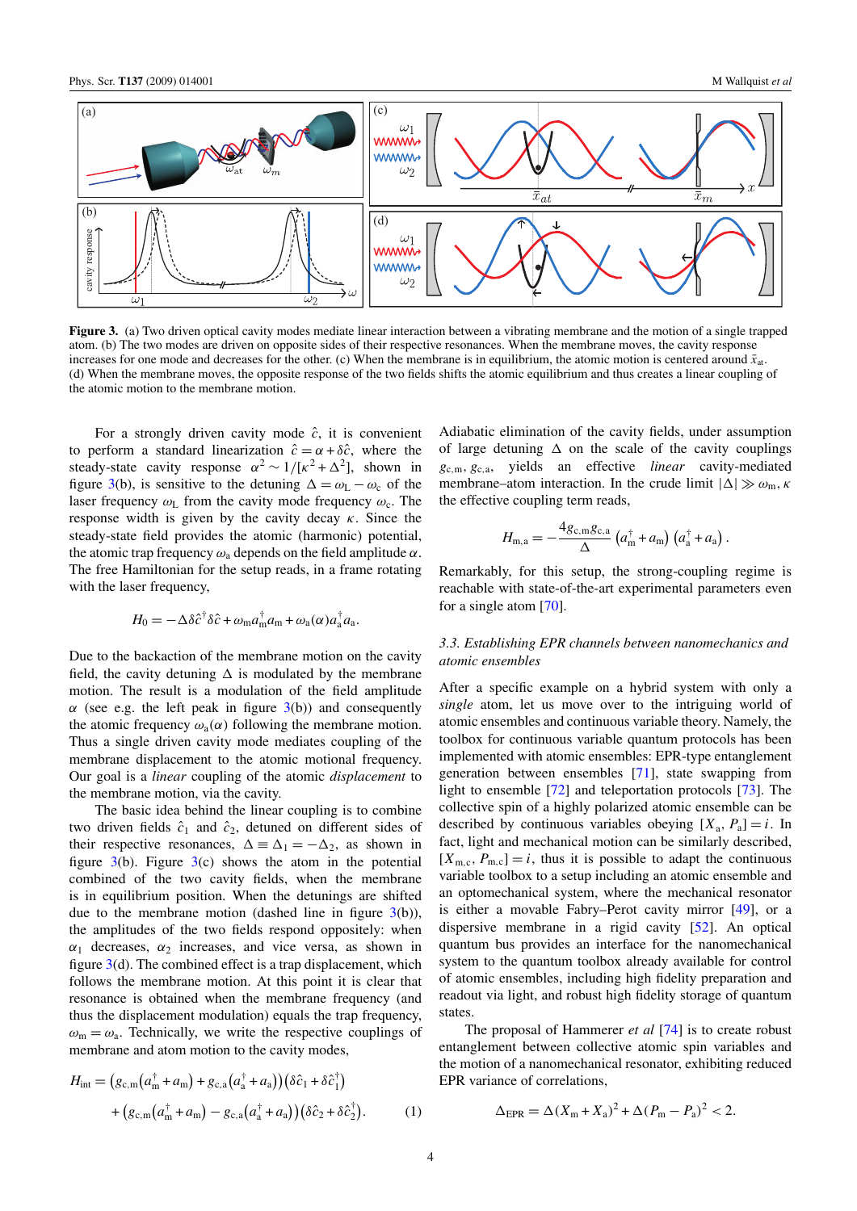Figure 3. (a) Two driven optical cavity modes mediate linear interaction between a vibrating membrane and the motion of a single trapped atom. (b) The two modes are driven on opposite sides of their respective resonances. When the membrane moves, the cavity response increases for one mode and decreases for the other. (c) When the membrane is in equilibrium, the atomic motion is centered around $\bar{x}_{\rm at}$. (d) When the membrane moves, the opposite response of the two fields shifts the atomic equilibrium and thus creates a linear coupling of the atomic motion to the membrane motion.

For a strongly driven cavity mode $\hat{c}$, it is convenient to perform a standard linearization $\hat{c} = \alpha + \delta\hat{c}$, where the steady-state cavity response $\alpha^2 \sim 1/[\kappa^2 + \Delta^2]$, shown in figure 3(b), is sensitive to the detuning $\Delta = \omega_{\rm L} - \omega_{\rm c}$ of the laser frequency $\omega_{\rm L}$ from the cavity mode frequency $\omega_{\rm c}$. The response width is given by the cavity decay $\kappa$. Since the steady-state field provides the atomic (harmonic) potential, the atomic trap frequency $\omega_{\rm a}$ depends on the field amplitude $\alpha$. The free Hamiltonian for the setup reads, in a frame rotating with the laser frequency,

$$H_0 = -\Delta\delta\hat{c}^\dagger\delta\hat{c} + \omega_{\rm m}a_{\rm m}^\dagger a_{\rm m} + \omega_{\rm a}(\alpha)a_{\rm a}^\dagger a_{\rm a}.$$

Due to the backaction of the membrane motion on the cavity field, the cavity detuning $\Delta$ is modulated by the membrane motion. The result is a modulation of the field amplitude $\alpha$ (see e.g. the left peak in figure 3(b)) and consequently the atomic frequency $\omega_{\rm a}(\alpha)$ following the membrane motion. Thus a single driven cavity mode mediates coupling of the membrane displacement to the atomic motional frequency. Our goal is a *linear* coupling of the atomic *displacement* to the membrane motion, via the cavity.

The basic idea behind the linear coupling is to combine two driven fields $\hat{c}_1$ and $\hat{c}_2$, detuned on different sides of their respective resonances, $\Delta \equiv \Delta_1 = -\Delta_2$, as shown in figure 3(b). Figure 3(c) shows the atom in the potential combined of the two cavity fields, when the membrane is in equilibrium position. When the detunings are shifted due to the membrane motion (dashed line in figure 3(b)), the amplitudes of the two fields respond oppositely: when $\alpha_1$ decreases, $\alpha_2$ increases, and vice versa, as shown in figure 3(d). The combined effect is a trap displacement, which follows the membrane motion. At this point it is clear that resonance is obtained when the membrane frequency (and thus the displacement modulation) equals the trap frequency, $\omega_{\rm m} = \omega_{\rm a}$. Technically, we write the respective couplings of membrane and atom motion to the cavity modes,

$$\begin{aligned} H_{\rm int} &= \left(g_{\rm c,m}\left(a_{\rm m}^\dagger + a_{\rm m}\right) + g_{\rm c,a}\left(a_{\rm a}^\dagger + a_{\rm a}\right)\right)\left(\delta\hat{c}_1 + \delta\hat{c}_1^\dagger\right) \\ &\quad + \left(g_{\rm c,m}\left(a_{\rm m}^\dagger + a_{\rm m}\right) - g_{\rm c,a}\left(a_{\rm a}^\dagger + a_{\rm a}\right)\right)\left(\delta\hat{c}_2 + \delta\hat{c}_2^\dagger\right). \end{aligned} \qquad (1)$$

Adiabatic elimination of the cavity fields, under assumption of large detuning $\Delta$ on the scale of the cavity couplings $g_{\rm c,m}, g_{\rm c,a}$, yields an effective *linear* cavity-mediated membrane–atom interaction. In the crude limit $|\Delta| \gg \omega_{\rm m}, \kappa$ the effective coupling term reads,

$$H_{\rm m,a} = -\frac{4g_{\rm c,m}g_{\rm c,a}}{\Delta}\left(a_{\rm m}^\dagger + a_{\rm m}\right)\left(a_{\rm a}^\dagger + a_{\rm a}\right).$$

Remarkably, for this setup, the strong-coupling regime is reachable with state-of-the-art experimental parameters even for a single atom [70].

### 3.3. Establishing EPR channels between nanomechanics and atomic ensembles

After a specific example on a hybrid system with only a *single* atom, let us move over to the intriguing world of atomic ensembles and continuous variable theory. Namely, the toolbox for continuous variable quantum protocols has been implemented with atomic ensembles: EPR-type entanglement generation between ensembles [71], state swapping from light to ensemble [72] and teleportation protocols [73]. The collective spin of a highly polarized atomic ensemble can be described by continuous variables obeying $[X_{\rm a}, P_{\rm a}] = i$. In fact, light and mechanical motion can be similarly described, $[X_{\rm m,c}, P_{\rm m,c}] = i$, thus it is possible to adapt the continuous variable toolbox to a setup including an atomic ensemble and an optomechanical system, where the mechanical resonator is either a movable Fabry–Perot cavity mirror [49], or a dispersive membrane in a rigid cavity [52]. An optical quantum bus provides an interface for the nanomechanical system to the quantum toolbox already available for control of atomic ensembles, including high fidelity preparation and readout via light, and robust high fidelity storage of quantum states.

The proposal of Hammerer *et al* [74] is to create robust entanglement between collective atomic spin variables and the motion of a nanomechanical resonator, exhibiting reduced EPR variance of correlations,

$$\Delta_{\rm EPR} = \Delta(X_{\rm m} + X_{\rm a})^2 + \Delta(P_{\rm m} - P_{\rm a})^2 < 2.$$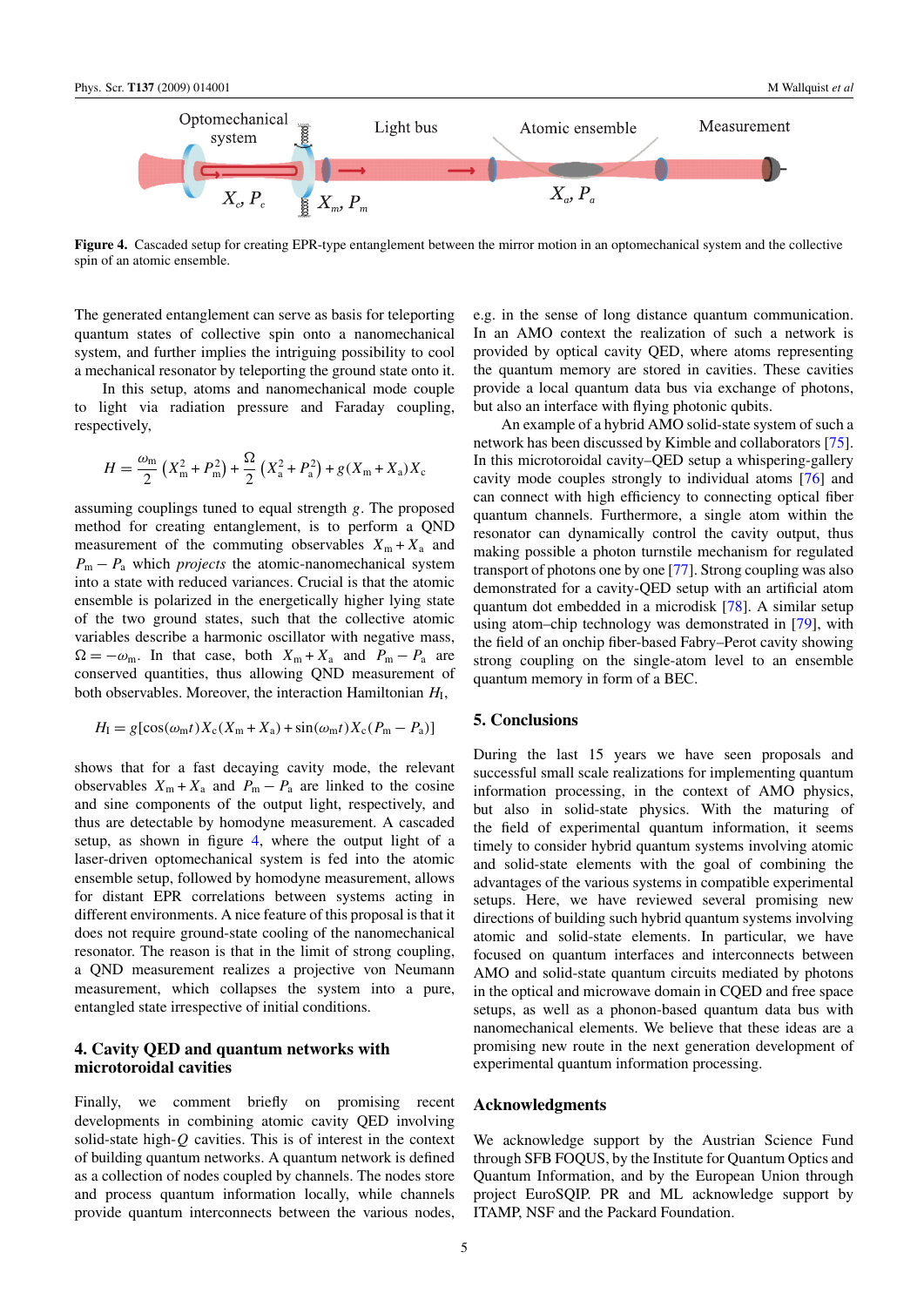**Figure 4.** Cascaded setup for creating EPR-type entanglement between the mirror motion in an optomechanical system and the collective spin of an atomic ensemble.

The generated entanglement can serve as basis for teleporting quantum states of collective spin onto a nanomechanical system, and further implies the intriguing possibility to cool a mechanical resonator by teleporting the ground state onto it.

In this setup, atoms and nanomechanical mode couple to light via radiation pressure and Faraday coupling, respectively,

$$H = \frac{\omega_{\mathrm{m}}}{2}\left(X_{\mathrm{m}}^2 + P_{\mathrm{m}}^2\right) + \frac{\Omega}{2}\left(X_{\mathrm{a}}^2 + P_{\mathrm{a}}^2\right) + g(X_{\mathrm{m}} + X_{\mathrm{a}})X_{\mathrm{c}}$$

assuming couplings tuned to equal strength $g$. The proposed method for creating entanglement, is to perform a QND measurement of the commuting observables $X_{\mathrm{m}} + X_{\mathrm{a}}$ and $P_{\mathrm{m}} - P_{\mathrm{a}}$ which *projects* the atomic-nanomechanical system into a state with reduced variances. Crucial is that the atomic ensemble is polarized in the energetically higher lying state of the two ground states, such that the collective atomic variables describe a harmonic oscillator with negative mass, $\Omega = -\omega_{\mathrm{m}}$. In that case, both $X_{\mathrm{m}} + X_{\mathrm{a}}$ and $P_{\mathrm{m}} - P_{\mathrm{a}}$ are conserved quantities, thus allowing QND measurement of both observables. Moreover, the interaction Hamiltonian $H_{\mathrm{I}}$,

$$H_{\mathrm{I}} = g[\cos(\omega_{\mathrm{m}}t)X_{\mathrm{c}}(X_{\mathrm{m}} + X_{\mathrm{a}}) + \sin(\omega_{\mathrm{m}}t)X_{\mathrm{c}}(P_{\mathrm{m}} - P_{\mathrm{a}})]$$

shows that for a fast decaying cavity mode, the relevant observables $X_{\mathrm{m}} + X_{\mathrm{a}}$ and $P_{\mathrm{m}} - P_{\mathrm{a}}$ are linked to the cosine and sine components of the output light, respectively, and thus are detectable by homodyne measurement. A cascaded setup, as shown in figure 4, where the output light of a laser-driven optomechanical system is fed into the atomic ensemble setup, followed by homodyne measurement, allows for distant EPR correlations between systems acting in different environments. A nice feature of this proposal is that it does not require ground-state cooling of the nanomechanical resonator. The reason is that in the limit of strong coupling, a QND measurement realizes a projective von Neumann measurement, which collapses the system into a pure, entangled state irrespective of initial conditions.

## 4. Cavity QED and quantum networks with microtoroidal cavities

Finally, we comment briefly on promising recent developments in combining atomic cavity QED involving solid-state high-$Q$ cavities. This is of interest in the context of building quantum networks. A quantum network is defined as a collection of nodes coupled by channels. The nodes store and process quantum information locally, while channels provide quantum interconnects between the various nodes, e.g. in the sense of long distance quantum communication. In an AMO context the realization of such a network is provided by optical cavity QED, where atoms representing the quantum memory are stored in cavities. These cavities provide a local quantum data bus via exchange of photons, but also an interface with flying photonic qubits.

An example of a hybrid AMO solid-state system of such a network has been discussed by Kimble and collaborators [75]. In this microtoroidal cavity–QED setup a whispering-gallery cavity mode couples strongly to individual atoms [76] and can connect with high efficiency to connecting optical fiber quantum channels. Furthermore, a single atom within the resonator can dynamically control the cavity output, thus making possible a photon turnstile mechanism for regulated transport of photons one by one [77]. Strong coupling was also demonstrated for a cavity-QED setup with an artificial atom quantum dot embedded in a microdisk [78]. A similar setup using atom–chip technology was demonstrated in [79], with the field of an onchip fiber-based Fabry–Perot cavity showing strong coupling on the single-atom level to an ensemble quantum memory in form of a BEC.

## 5. Conclusions

During the last 15 years we have seen proposals and successful small scale realizations for implementing quantum information processing, in the context of AMO physics, but also in solid-state physics. With the maturing of the field of experimental quantum information, it seems timely to consider hybrid quantum systems involving atomic and solid-state elements with the goal of combining the advantages of the various systems in compatible experimental setups. Here, we have reviewed several promising new directions of building such hybrid quantum systems involving atomic and solid-state elements. In particular, we have focused on quantum interfaces and interconnects between AMO and solid-state quantum circuits mediated by photons in the optical and microwave domain in CQED and free space setups, as well as a phonon-based quantum data bus with nanomechanical elements. We believe that these ideas are a promising new route in the next generation development of experimental quantum information processing.

## Acknowledgments

We acknowledge support by the Austrian Science Fund through SFB FOQUS, by the Institute for Quantum Optics and Quantum Information, and by the European Union through project EuroSQIP. PR and ML acknowledge support by ITAMP, NSF and the Packard Foundation.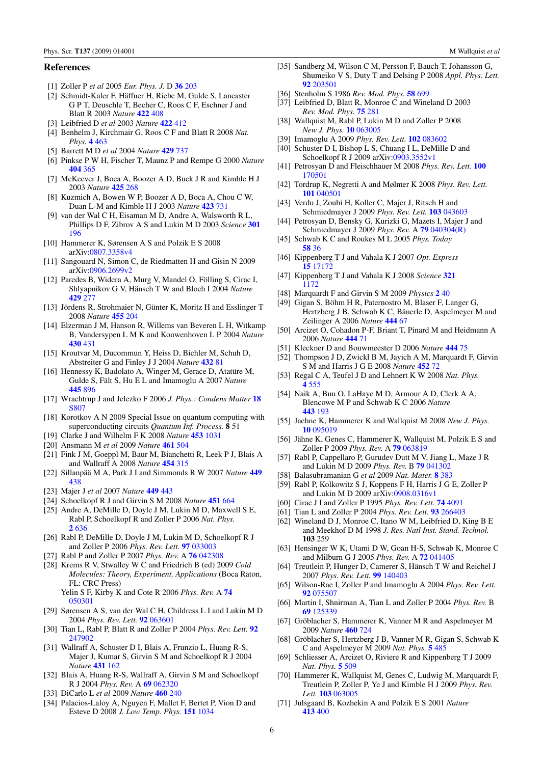## References

- [1] Zoller P *et al* 2005 *Eur. Phys. J.* D **36** 203
- [2] Schmidt-Kaler F, Häffner H, Riebe M, Gulde S, Lancaster G P T, Deuschle T, Becher C, Roos C F, Eschner J and Blatt R 2003 *Nature* **422** 408
- [3] Leibfried D *et al* 2003 *Nature* **422** 412
- [4] Benhelm J, Kirchmair G, Roos C F and Blatt R 2008 *Nat. Phys.* **4** 463
- [5] Barrett M D *et al* 2004 *Nature* **429** 737
- [6] Pinkse P W H, Fischer T, Maunz P and Rempe G 2000 *Nature* **404** 365
- [7] McKeever J, Boca A, Boozer A D, Buck J R and Kimble H J 2003 *Nature* **425** 268
- [8] Kuzmich A, Bowen W P, Boozer A D, Boca A, Chou C W, Duan L-M and Kimble H J 2003 *Nature* **423** 731
- [9] van der Wal C H, Eisaman M D, Andre A, Walsworth R L, Phillips D F, Zibrov A S and Lukin M D 2003 *Science* **301** 196
- [10] Hammerer K, Sørensen A S and Polzik E S 2008 arXiv:0807.3358v4
- [11] Sangouard N, Simon C, de Riedmatten H and Gisin N 2009 arXiv:0906.2699v2
- [12] Paredes B, Widera A, Murg V, Mandel O, Fölling S, Cirac I, Shlyapnikov G V, Hänsch T W and Bloch I 2004 *Nature* **429** 277
- [13] Jördens R, Strohmaier N, Günter K, Moritz H and Esslinger T 2008 *Nature* **455** 204
- [14] Elzerman J M, Hanson R, Willems van Beveren L H, Witkamp B, Vandersypen L M K and Kouwenhoven L P 2004 *Nature* **430** 431
- [15] Kroutvar M, Ducommun Y, Heiss D, Bichler M, Schuh D, Abstreiter G and Finley J J 2004 *Nature* **432** 81
- [16] Hennessy K, Badolato A, Winger M, Gerace D, Atatüre M, Gulde S, Fält S, Hu E L and Imamoglu A 2007 *Nature* **445** 896
- [17] Wrachtrup J and Jelezko F 2006 *J. Phys.: Condens Matter* **18** S807
- [18] Korotkov A N 2009 Special Issue on quantum computing with superconducting circuits *Quantum Inf. Process.* **8** 51
- [19] Clarke J and Wilhelm F K 2008 *Nature* **453** 1031
- [20] Ansmann M *et al* 2009 *Nature* **461** 504
- [21] Fink J M, Goeppl M, Baur M, Bianchetti R, Leek P J, Blais A and Wallraff A 2008 *Nature* **454** 315
- [22] Sillanpää M A, Park J I and Simmonds R W 2007 *Nature* **449** 438
- [23] Majer J *et al* 2007 *Nature* **449** 443
- [24] Schoelkopf R J and Girvin S M 2008 *Nature* **451** 664
- [25] Andre A, DeMille D, Doyle J M, Lukin M D, Maxwell S E, Rabl P, Schoelkopf R and Zoller P 2006 *Nat. Phys.* **2** 636
- [26] Rabl P, DeMille D, Doyle J M, Lukin M D, Schoelkopf R J and Zoller P 2006 *Phys. Rev. Lett.* **97** 033003
- [27] Rabl P and Zoller P 2007 *Phys. Rev.* A **76** 042308
- [28] Krems R V, Stwalley W C and Friedrich B (ed) 2009 *Cold Molecules: Theory, Experiment, Applications* (Boca Raton, FL: CRC Press)
  Yelin S F, Kirby K and Cote R 2006 *Phys. Rev.* A **74** 050301
- [29] Sørensen A S, van der Wal C H, Childress L I and Lukin M D 2004 *Phys. Rev. Lett.* **92** 063601
- [30] Tian L, Rabl P, Blatt R and Zoller P 2004 *Phys. Rev. Lett.* **92** 247902
- [31] Wallraff A, Schuster D I, Blais A, Frunzio L, Huang R-S, Majer J, Kumar S, Girvin S M and Schoelkopf R J 2004 *Nature* **431** 162
- [32] Blais A, Huang R-S, Wallraff A, Girvin S M and Schoelkopf R J 2004 *Phys. Rev.* A **69** 062320
- [33] DiCarlo L *et al* 2009 *Nature* **460** 240
- [34] Palacios-Laloy A, Nguyen F, Mallet F, Bertet P, Vion D and Esteve D 2008 *J. Low Temp. Phys.* **151** 1034
- [35] Sandberg M, Wilson C M, Persson F, Bauch T, Johansson G, Shumeiko V S, Duty T and Delsing P 2008 *Appl. Phys. Lett.* **92** 203501
- [36] Stenholm S 1986 *Rev. Mod. Phys.* **58** 699
- [37] Leibfried D, Blatt R, Monroe C and Wineland D 2003 *Rev. Mod. Phys.* **75** 281
- [38] Wallquist M, Rabl P, Lukin M D and Zoller P 2008 *New J. Phys.* **10** 063005
- [39] Imamoglu A 2009 *Phys. Rev. Lett.* **102** 083602
- [40] Schuster D I, Bishop L S, Chuang I L, DeMille D and Schoelkopf R J 2009 arXiv:0903.3552v1
- [41] Petrosyan D and Fleischhauer M 2008 *Phys. Rev. Lett.* **100** 170501
- [42] Tordrup K, Negretti A and Mølmer K 2008 *Phys. Rev. Lett.* **101** 040501
- [43] Verdu J, Zoubi H, Koller C, Majer J, Ritsch H and Schmiedmayer J 2009 *Phys. Rev. Lett.* **103** 043603
- [44] Petrosyan D, Bensky G, Kurizki G, Mazets I, Majer J and Schmiedmayer J 2009 *Phys. Rev.* A **79** 040304(R)
- [45] Schwab K C and Roukes M L 2005 *Phys. Today* **58** 36
- [46] Kippenberg T J and Vahala K J 2007 *Opt. Express* **15** 17172
- [47] Kippenberg T J and Vahala K J 2008 *Science* **321** 1172
- [48] Marquardt F and Girvin S M 2009 *Physics* **2** 40
- [49] Gigan S, Böhm H R, Paternostro M, Blaser F, Langer G, Hertzberg J B, Schwab K C, Bäuerle D, Aspelmeyer M and Zeilinger A 2006 *Nature* **444** 67
- [50] Arcizet O, Cohadon P-F, Briant T, Pinard M and Heidmann A 2006 *Nature* **444** 71
- [51] Kleckner D and Bouwmeester D 2006 *Nature* **444** 75
- [52] Thompson J D, Zwickl B M, Jayich A M, Marquardt F, Girvin S M and Harris J G E 2008 *Nature* **452** 72
- [53] Regal C A, Teufel J D and Lehnert K W 2008 *Nat. Phys.* **4** 555
- [54] Naik A, Buu O, LaHaye M D, Armour A D, Clerk A A, Blencowe M P and Schwab K C 2006 *Nature* **443** 193
- [55] Jaehne K, Hammerer K and Wallquist M 2008 *New J. Phys.* **10** 095019
- [56] Jähne K, Genes C, Hammerer K, Wallquist M, Polzik E S and Zoller P 2009 *Phys. Rev.* A **79** 063819
- [57] Rabl P, Cappellaro P, Gurudev Dutt M V, Jiang L, Maze J R and Lukin M D 2009 *Phys. Rev.* B **79** 041302
- [58] Balasubramanian G *et al* 2009 *Nat. Mater.* **8** 383
- [59] Rabl P, Kolkowitz S J, Koppens F H, Harris J G E, Zoller P and Lukin M D 2009 arXiv:0908.0316v1
- [60] Cirac J I and Zoller P 1995 *Phys. Rev. Lett.* **74** 4091
- [61] Tian L and Zoller P 2004 *Phys. Rev. Lett.* **93** 266403
- [62] Wineland D J, Monroe C, Itano W M, Leibfried D, King B E and Meekhof D M 1998 *J. Res. Natl Inst. Stand. Technol.* **103** 259
- [63] Hensinger W K, Utami D W, Goan H-S, Schwab K, Monroe C and Milburn G J 2005 *Phys. Rev.* A **72** 041405
- [64] Treutlein P, Hunger D, Camerer S, Hänsch T W and Reichel J 2007 *Phys. Rev. Lett.* **99** 140403
- [65] Wilson-Rae I, Zoller P and Imamoglu A 2004 *Phys. Rev. Lett.* **92** 075507
- [66] Martin I, Shnirman A, Tian L and Zoller P 2004 *Phys. Rev.* B **69** 125339
- [67] Gröblacher S, Hammerer K, Vanner M R and Aspelmeyer M 2009 *Nature* **460** 724
- [68] Gröblacher S, Hertzberg J B, Vanner M R, Gigan S, Schwab K C and Aspelmeyer M 2009 *Nat. Phys.* **5** 485
- [69] Schliesser A, Arcizet O, Riviere R and Kippenberg T J 2009 *Nat. Phys.* **5** 509
- [70] Hammerer K, Wallquist M, Genes C, Ludwig M, Marquardt F, Treutlein P, Zoller P, Ye J and Kimble H J 2009 *Phys. Rev. Lett.* **103** 063005
- [71] Julsgaard B, Kozhekin A and Polzik E S 2001 *Nature* **413** 400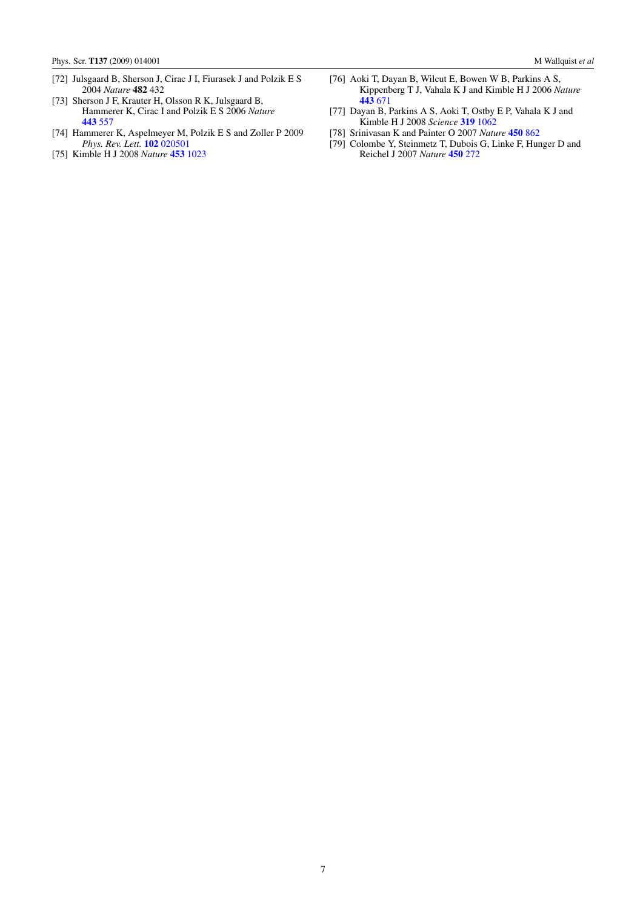[72] Julsgaard B, Sherson J, Cirac J I, Fiurasek J and Polzik E S 2004 *Nature* **482** 432

[73] Sherson J F, Krauter H, Olsson R K, Julsgaard B, Hammerer K, Cirac I and Polzik E S 2006 *Nature* **443** 557

[74] Hammerer K, Aspelmeyer M, Polzik E S and Zoller P 2009 *Phys. Rev. Lett.* **102** 020501

[75] Kimble H J 2008 *Nature* **453** 1023

[76] Aoki T, Dayan B, Wilcut E, Bowen W B, Parkins A S, Kippenberg T J, Vahala K J and Kimble H J 2006 *Nature* **443** 671

[77] Dayan B, Parkins A S, Aoki T, Ostby E P, Vahala K J and Kimble H J 2008 *Science* **319** 1062

[78] Srinivasan K and Painter O 2007 *Nature* **450** 862

[79] Colombe Y, Steinmetz T, Dubois G, Linke F, Hunger D and Reichel J 2007 *Nature* **450** 272